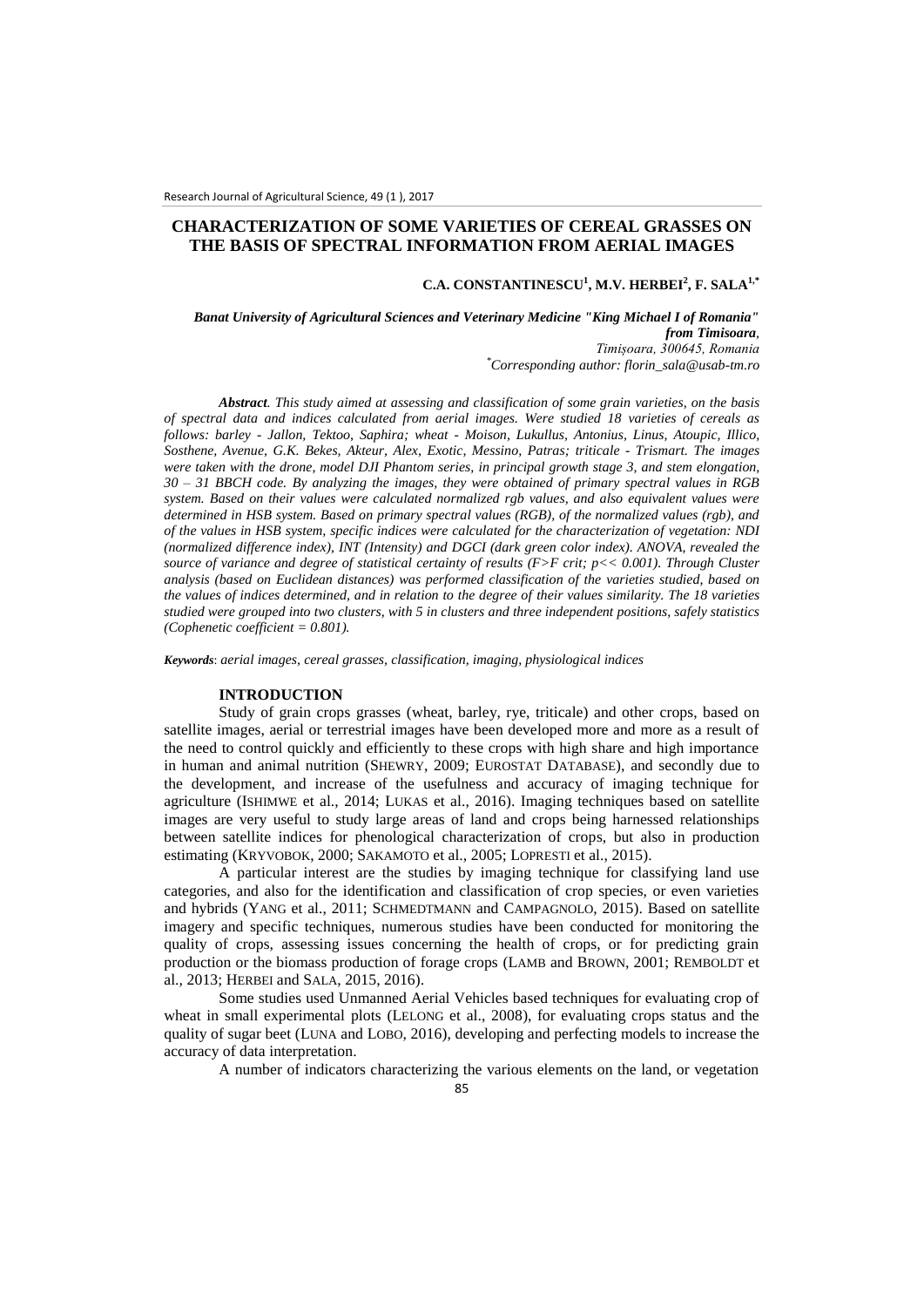# CHARACTERIZATION OF SOME VARIETIES OF CEREAL GRASSES ON THE BASIS OF SPECTRAL INFORMATION FROM AERIAL IMAGES

**C.A. CONSTANTINESCU[1], M.V. HERBEI[2], F. SALA[1,*]**

***Banat University of Agricultural Sciences and Veterinary Medicine "King Michael I of Romania" from Timisoara,***
*Timișoara, 300645, Romania*
*[*]Corresponding author: florin_sala@usab-tm.ro*

***Abstract**. This study aimed at assessing and classification of some grain varieties, on the basis of spectral data and indices calculated from aerial images. Were studied 18 varieties of cereals as follows: barley - Jallon, Tektoo, Saphira; wheat - Moison, Lukullus, Antonius, Linus, Atoupic, Illico, Sosthene, Avenue, G.K. Bekes, Akteur, Alex, Exotic, Messino, Patras; triticale - Trismart. The images were taken with the drone, model DJI Phantom series, in principal growth stage 3, and stem elongation, 30 – 31 BBCH code. By analyzing the images, they were obtained of primary spectral values in RGB system. Based on their values were calculated normalized rgb values, and also equivalent values were determined in HSB system. Based on primary spectral values (RGB), of the normalized values (rgb), and of the values in HSB system, specific indices were calculated for the characterization of vegetation: NDI (normalized difference index), INT (Intensity) and DGCI (dark green color index). ANOVA, revealed the source of variance and degree of statistical certainty of results ($F>F$ crit; $p<< 0.001$). Through Cluster analysis (based on Euclidean distances) was performed classification of the varieties studied, based on the values of indices determined, and in relation to the degree of their values similarity. The 18 varieties studied were grouped into two clusters, with 5 in clusters and three independent positions, safely statistics (Cophenetic coefficient = 0.801).*

***Keywords**: aerial images, cereal grasses, classification, imaging, physiological indices*

## INTRODUCTION

Study of grain crops grasses (wheat, barley, rye, triticale) and other crops, based on satellite images, aerial or terrestrial images have been developed more and more as a result of the need to control quickly and efficiently to these crops with high share and high importance in human and animal nutrition (SHEWRY, 2009; EUROSTAT DATABASE), and secondly due to the development, and increase of the usefulness and accuracy of imaging technique for agriculture (ISHIMWE et al., 2014; LUKAS et al., 2016). Imaging techniques based on satellite images are very useful to study large areas of land and crops being harnessed relationships between satellite indices for phenological characterization of crops, but also in production estimating (KRYVOBOK, 2000; SAKAMOTO et al., 2005; LOPRESTI et al., 2015).

A particular interest are the studies by imaging technique for classifying land use categories, and also for the identification and classification of crop species, or even varieties and hybrids (YANG et al., 2011; SCHMEDTMANN and CAMPAGNOLO, 2015). Based on satellite imagery and specific techniques, numerous studies have been conducted for monitoring the quality of crops, assessing issues concerning the health of crops, or for predicting grain production or the biomass production of forage crops (LAMB and BROWN, 2001; REMBOLDT et al., 2013; HERBEI and SALA, 2015, 2016).

Some studies used Unmanned Aerial Vehicles based techniques for evaluating crop of wheat in small experimental plots (LELONG et al., 2008), for evaluating crops status and the quality of sugar beet (LUNA and LOBO, 2016), developing and perfecting models to increase the accuracy of data interpretation.

A number of indicators characterizing the various elements on the land, or vegetation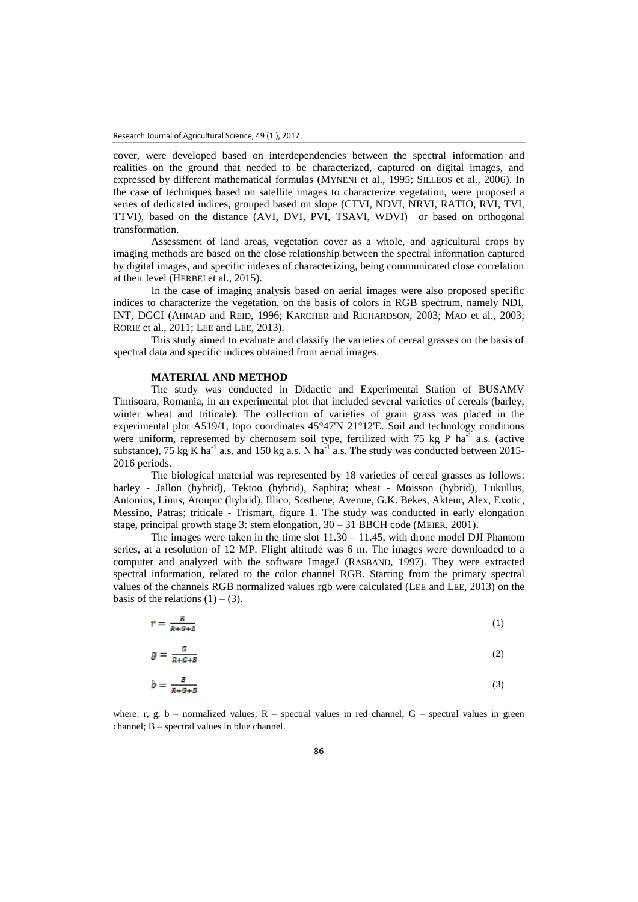cover, were developed based on interdependencies between the spectral information and realities on the ground that needed to be characterized, captured on digital images, and expressed by different mathematical formulas (MYNENI et al., 1995; SILLEOS et al., 2006). In the case of techniques based on satellite images to characterize vegetation, were proposed a series of dedicated indices, grouped based on slope (CTVI, NDVI, NRVI, RATIO, RVI, TVI, TTVI), based on the distance (AVI, DVI, PVI, TSAVI, WDVI) or based on orthogonal transformation.

Assessment of land areas, vegetation cover as a whole, and agricultural crops by imaging methods are based on the close relationship between the spectral information captured by digital images, and specific indexes of characterizing, being communicated close correlation at their level (HERBEI et al., 2015).

In the case of imaging analysis based on aerial images were also proposed specific indices to characterize the vegetation, on the basis of colors in RGB spectrum, namely NDI, INT, DGCI (AHMAD and REID, 1996; KARCHER and RICHARDSON, 2003; MAO et al., 2003; RORIE et al., 2011; LEE and LEE, 2013).

This study aimed to evaluate and classify the varieties of cereal grasses on the basis of spectral data and specific indices obtained from aerial images.

## MATERIAL AND METHOD

The study was conducted in Didactic and Experimental Station of BUSAMV Timisoara, Romania, in an experimental plot that included several varieties of cereals (barley, winter wheat and triticale). The collection of varieties of grain grass was placed in the experimental plot A519/1, topo coordinates 45°47'N 21°12'E. Soil and technology conditions were uniform, represented by chernosem soil type, fertilized with 75 kg P $ha^{-1}$ a.s. (active substance), 75 kg K $ha^{-1}$ a.s. and 150 kg a.s. N $ha^{-1}$ a.s. The study was conducted between 2015-2016 periods.

The biological material was represented by 18 varieties of cereal grasses as follows: barley - Jallon (hybrid), Tektoo (hybrid), Saphira; wheat - Moisson (hybrid), Lukullus, Antonius, Linus, Atoupic (hybrid), Illico, Sosthene, Avenue, G.K. Bekes, Akteur, Alex, Exotic, Messino, Patras; triticale - Trismart, figure 1. The study was conducted in early elongation stage, principal growth stage 3: stem elongation, 30 – 31 BBCH code (MEIER, 2001).

The images were taken in the time slot 11.30 – 11.45, with drone model DJI Phantom series, at a resolution of 12 MP. Flight altitude was 6 m. The images were downloaded to a computer and analyzed with the software ImageJ (RASBAND, 1997). They were extracted spectral information, related to the color channel RGB. Starting from the primary spectral values of the channels RGB normalized values rgb were calculated (LEE and LEE, 2013) on the basis of the relations (1) – (3).

$$r = \frac{R}{R+G+B} \tag{1}$$

$$g = \frac{G}{R+G+B} \tag{2}$$

$$b = \frac{B}{R+G+B} \tag{3}$$

where: r, g, b – normalized values; R – spectral values in red channel; G – spectral values in green channel; B – spectral values in blue channel.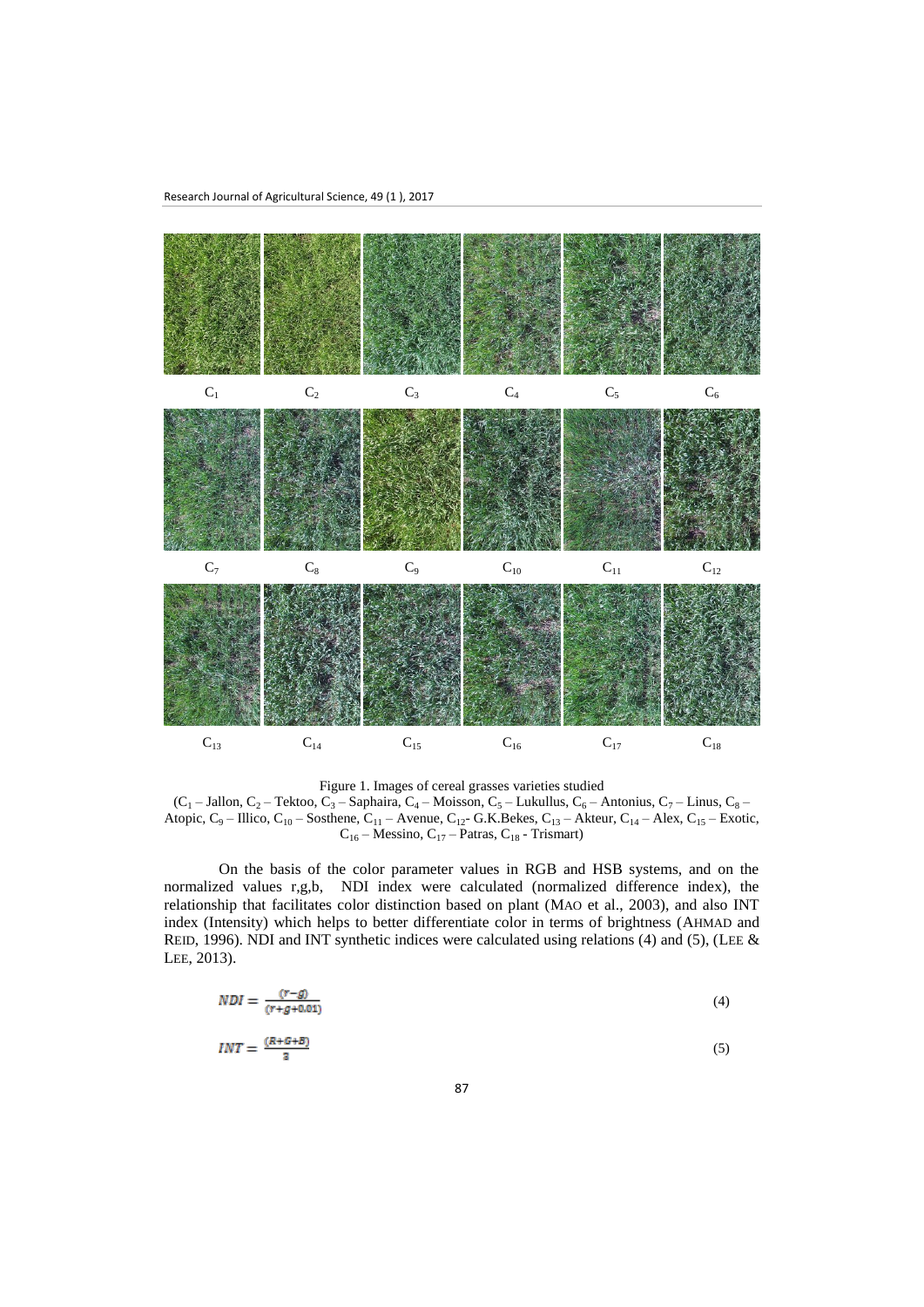$C_1$ $C_2$ $C_3$ $C_4$ $C_5$ $C_6$

$C_7$ $C_8$ $C_9$ $C_{10}$ $C_{11}$ $C_{12}$

$C_{13}$ $C_{14}$ $C_{15}$ $C_{16}$ $C_{17}$ $C_{18}$

Figure 1. Images of cereal grasses varieties studied
($C_1$ – Jallon, $C_2$ – Tektoo, $C_3$ – Saphaira, $C_4$ – Moisson, $C_5$ – Lukullus, $C_6$ – Antonius, $C_7$ – Linus, $C_8$ – Atopic, $C_9$ – Illico, $C_{10}$ – Sosthene, $C_{11}$ – Avenue, $C_{12}$- G.K.Bekes, $C_{13}$ – Akteur, $C_{14}$ – Alex, $C_{15}$ – Exotic, $C_{16}$ – Messino, $C_{17}$ – Patras, $C_{18}$ - Trismart)

On the basis of the color parameter values in RGB and HSB systems, and on the normalized values r,g,b, NDI index were calculated (normalized difference index), the relationship that facilitates color distinction based on plant (MAO et al., 2003), and also INT index (Intensity) which helps to better differentiate color in terms of brightness (AHMAD and REID, 1996). NDI and INT synthetic indices were calculated using relations (4) and (5), (LEE & LEE, 2013).

$$NDI = \frac{(r-g)}{(r+g+0.01)} \tag{4}$$

$$INT = \frac{(R+G+B)}{3} \tag{5}$$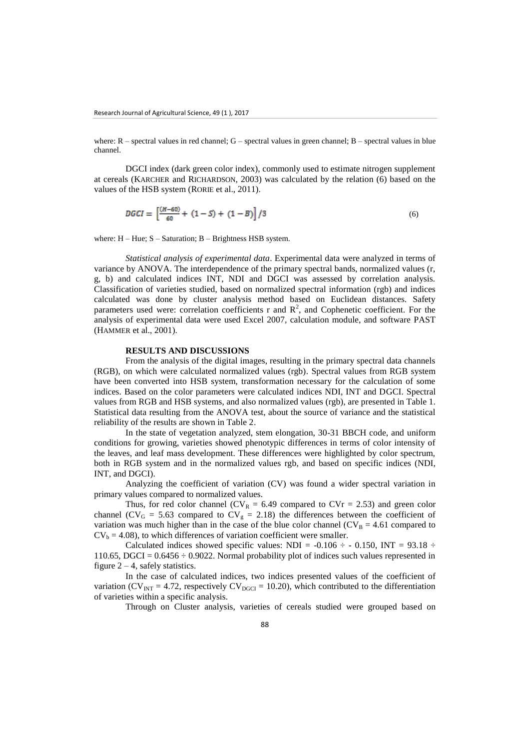where: R – spectral values in red channel; G – spectral values in green channel; B – spectral values in blue channel.

DGCI index (dark green color index), commonly used to estimate nitrogen supplement at cereals (KARCHER and RICHARDSON, 2003) was calculated by the relation (6) based on the values of the HSB system (RORIE et al., 2011).

$$DGCI = \left[\frac{(H-60)}{60} + (1-S) + (1-B)\right]/3 \tag{6}$$

where: H – Hue; S – Saturation; B – Brightness HSB system.

*Statistical analysis of experimental data*. Experimental data were analyzed in terms of variance by ANOVA. The interdependence of the primary spectral bands, normalized values (r, g, b) and calculated indices INT, NDI and DGCI was assessed by correlation analysis. Classification of varieties studied, based on normalized spectral information (rgb) and indices calculated was done by cluster analysis method based on Euclidean distances. Safety parameters used were: correlation coefficients r and $R^2$, and Cophenetic coefficient. For the analysis of experimental data were used Excel 2007, calculation module, and software PAST (HAMMER et al., 2001).

## RESULTS AND DISCUSSIONS

From the analysis of the digital images, resulting in the primary spectral data channels (RGB), on which were calculated normalized values (rgb). Spectral values from RGB system have been converted into HSB system, transformation necessary for the calculation of some indices. Based on the color parameters were calculated indices NDI, INT and DGCI. Spectral values from RGB and HSB systems, and also normalized values (rgb), are presented in Table 1. Statistical data resulting from the ANOVA test, about the source of variance and the statistical reliability of the results are shown in Table 2.

In the state of vegetation analyzed, stem elongation, 30-31 BBCH code, and uniform conditions for growing, varieties showed phenotypic differences in terms of color intensity of the leaves, and leaf mass development. These differences were highlighted by color spectrum, both in RGB system and in the normalized values rgb, and based on specific indices (NDI, INT, and DGCI).

Analyzing the coefficient of variation (CV) was found a wider spectral variation in primary values compared to normalized values.

Thus, for red color channel ($CV_R = 6.49$ compared to $CVr = 2.53$) and green color channel ($CV_G = 5.63$ compared to $CV_g = 2.18$) the differences between the coefficient of variation was much higher than in the case of the blue color channel ($CV_B = 4.61$ compared to $CV_b = 4.08$), to which differences of variation coefficient were smaller.

Calculated indices showed specific values: NDI = -0.106 ÷ - 0.150, INT = 93.18 ÷ 110.65, DGCI = 0.6456 ÷ 0.9022. Normal probability plot of indices such values represented in figure 2 – 4, safely statistics.

In the case of calculated indices, two indices presented values of the coefficient of variation ($CV_{INT} = 4.72$, respectively $CV_{DGCI} = 10.20$), which contributed to the differentiation of varieties within a specific analysis.

Through on Cluster analysis, varieties of cereals studied were grouped based on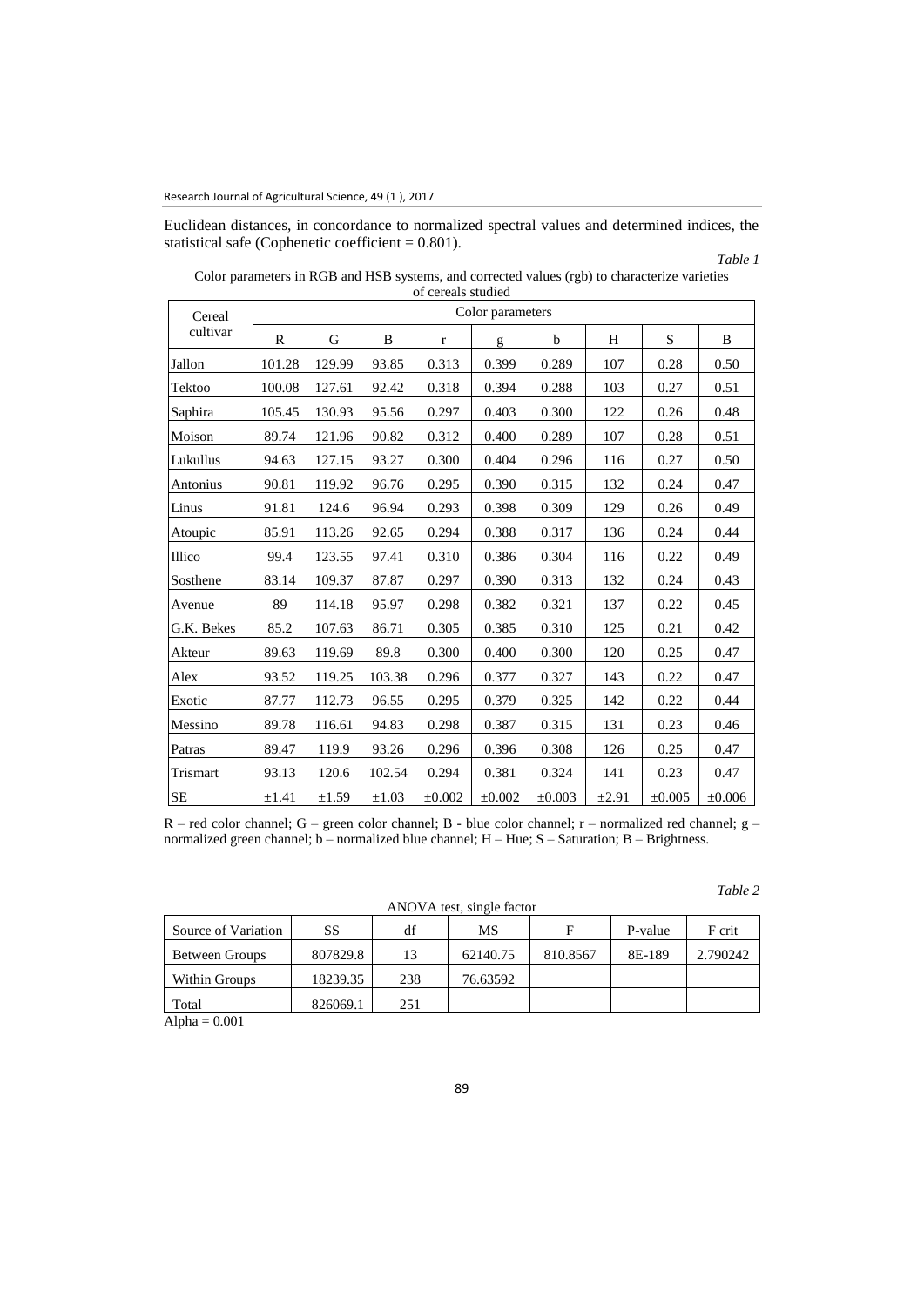Euclidean distances, in concordance to normalized spectral values and determined indices, the statistical safe (Cophenetic coefficient = 0.801).

*Table 1*

Color parameters in RGB and HSB systems, and corrected values (rgb) to characterize varieties of cereals studied

| Cereal cultivar | Color parameters | | | | | | | | |
|---|---|---|---|---|---|---|---|---|---|
| | R | G | B | r | g | b | H | S | B |
| Jallon | 101.28 | 129.99 | 93.85 | 0.313 | 0.399 | 0.289 | 107 | 0.28 | 0.50 |
| Tektoo | 100.08 | 127.61 | 92.42 | 0.318 | 0.394 | 0.288 | 103 | 0.27 | 0.51 |
| Saphira | 105.45 | 130.93 | 95.56 | 0.297 | 0.403 | 0.300 | 122 | 0.26 | 0.48 |
| Moison | 89.74 | 121.96 | 90.82 | 0.312 | 0.400 | 0.289 | 107 | 0.28 | 0.51 |
| Lukullus | 94.63 | 127.15 | 93.27 | 0.300 | 0.404 | 0.296 | 116 | 0.27 | 0.50 |
| Antonius | 90.81 | 119.92 | 96.76 | 0.295 | 0.390 | 0.315 | 132 | 0.24 | 0.47 |
| Linus | 91.81 | 124.6 | 96.94 | 0.293 | 0.398 | 0.309 | 129 | 0.26 | 0.49 |
| Atoupic | 85.91 | 113.26 | 92.65 | 0.294 | 0.388 | 0.317 | 136 | 0.24 | 0.44 |
| Illico | 99.4 | 123.55 | 97.41 | 0.310 | 0.386 | 0.304 | 116 | 0.22 | 0.49 |
| Sosthene | 83.14 | 109.37 | 87.87 | 0.297 | 0.390 | 0.313 | 132 | 0.24 | 0.43 |
| Avenue | 89 | 114.18 | 95.97 | 0.298 | 0.382 | 0.321 | 137 | 0.22 | 0.45 |
| G.K. Bekes | 85.2 | 107.63 | 86.71 | 0.305 | 0.385 | 0.310 | 125 | 0.21 | 0.42 |
| Akteur | 89.63 | 119.69 | 89.8 | 0.300 | 0.400 | 0.300 | 120 | 0.25 | 0.47 |
| Alex | 93.52 | 119.25 | 103.38 | 0.296 | 0.377 | 0.327 | 143 | 0.22 | 0.47 |
| Exotic | 87.77 | 112.73 | 96.55 | 0.295 | 0.379 | 0.325 | 142 | 0.22 | 0.44 |
| Messino | 89.78 | 116.61 | 94.83 | 0.298 | 0.387 | 0.315 | 131 | 0.23 | 0.46 |
| Patras | 89.47 | 119.9 | 93.26 | 0.296 | 0.396 | 0.308 | 126 | 0.25 | 0.47 |
| Trismart | 93.13 | 120.6 | 102.54 | 0.294 | 0.381 | 0.324 | 141 | 0.23 | 0.47 |
| SE | ±1.41 | ±1.59 | ±1.03 | ±0.002 | ±0.002 | ±0.003 | ±2.91 | ±0.005 | ±0.006 |

R – red color channel; G – green color channel; B - blue color channel; r – normalized red channel; g – normalized green channel; b – normalized blue channel; H – Hue; S – Saturation; B – Brightness.

*Table 2*

ANOVA test, single factor

| Source of Variation | SS | df | MS | F | P-value | F crit |
|---|---|---|---|---|---|---|
| Between Groups | 807829.8 | 13 | 62140.75 | 810.8567 | 8E-189 | 2.790242 |
| Within Groups | 18239.35 | 238 | 76.63592 | | | |
| Total | 826069.1 | 251 | | | | |

Alpha = 0.001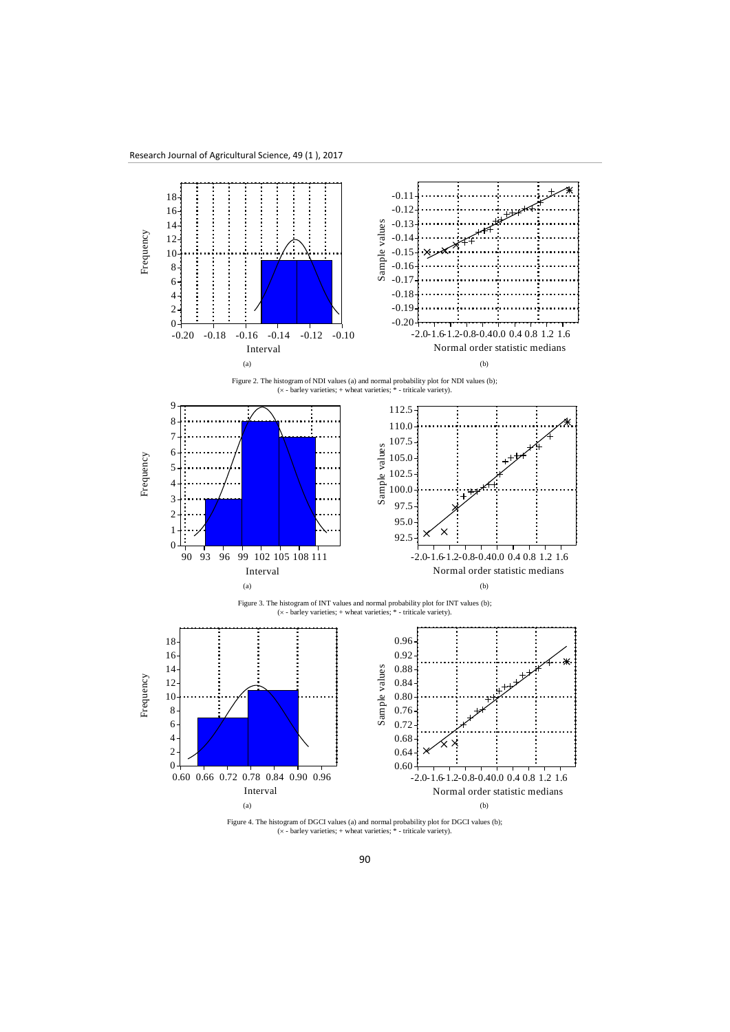Figure 2. The histogram of NDI values (a) and normal probability plot for NDI values (b);
(× - barley varieties; + wheat varieties; * - triticale variety).

Figure 3. The histogram of INT values and normal probability plot for INT values (b);
(× - barley varieties; + wheat varieties; * - triticale variety).

Figure 4. The histogram of DGCI values (a) and normal probability plot for DGCI values (b);
(× - barley varieties; + wheat varieties; * - triticale variety).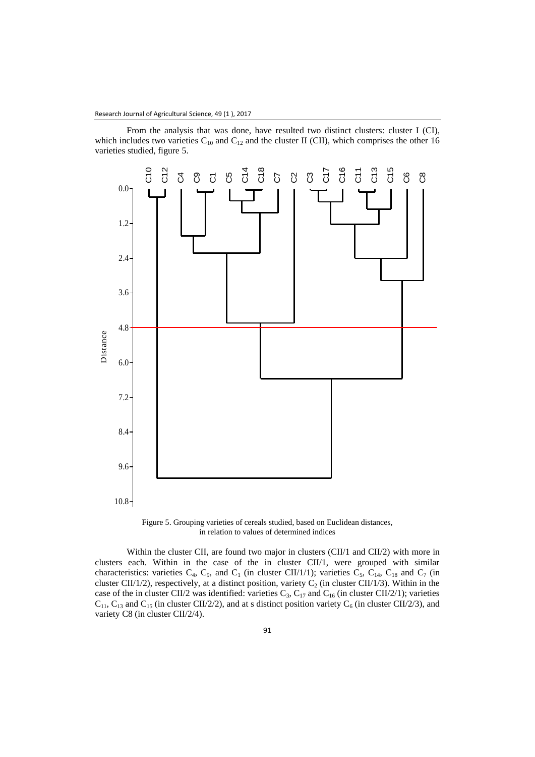From the analysis that was done, have resulted two distinct clusters: cluster I (CI), which includes two varieties $C_{10}$ and $C_{12}$ and the cluster II (CII), which comprises the other 16 varieties studied, figure 5.

Figure 5. Grouping varieties of cereals studied, based on Euclidean distances, in relation to values of determined indices

Within the cluster CII, are found two major in clusters (CII/1 and CII/2) with more in clusters each. Within in the case of the in cluster CII/1, were grouped with similar characteristics: varieties $C_4$, $C_9$, and $C_1$ (in cluster CII/1/1); varieties $C_5$, $C_{14}$, $C_{18}$ and $C_7$ (in cluster CII/1/2), respectively, at a distinct position, variety $C_2$ (in cluster CII/1/3). Within in the case of the in cluster CII/2 was identified: varieties $C_3$, $C_{17}$ and $C_{16}$ (in cluster CII/2/1); varieties $C_{11}$, $C_{13}$ and $C_{15}$ (in cluster CII/2/2), and at s distinct position variety $C_6$ (in cluster CII/2/3), and variety C8 (in cluster CII/2/4).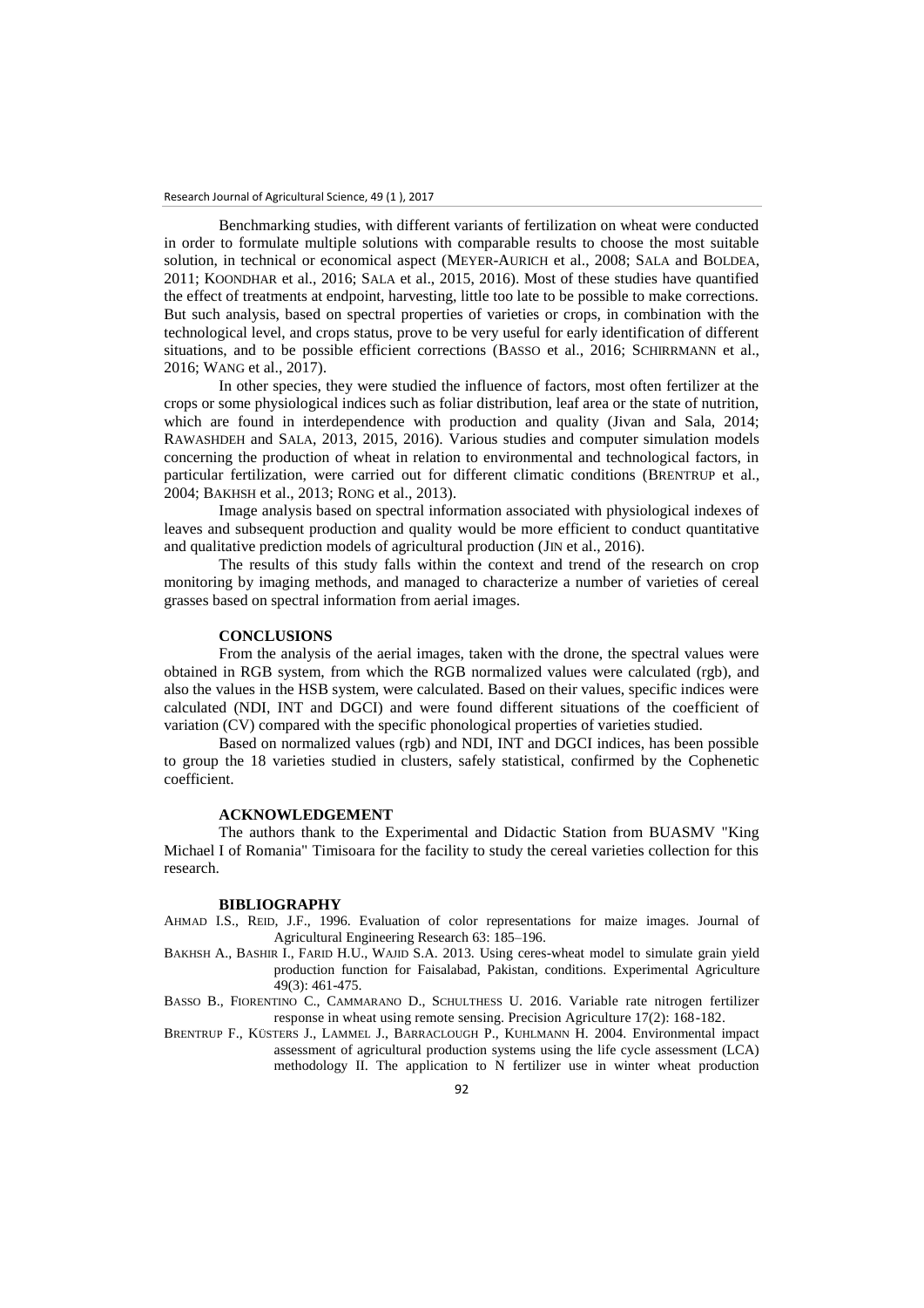Benchmarking studies, with different variants of fertilization on wheat were conducted in order to formulate multiple solutions with comparable results to choose the most suitable solution, in technical or economical aspect (MEYER-AURICH et al., 2008; SALA and BOLDEA, 2011; KOONDHAR et al., 2016; SALA et al., 2015, 2016). Most of these studies have quantified the effect of treatments at endpoint, harvesting, little too late to be possible to make corrections. But such analysis, based on spectral properties of varieties or crops, in combination with the technological level, and crops status, prove to be very useful for early identification of different situations, and to be possible efficient corrections (BASSO et al., 2016; SCHIRRMANN et al., 2016; WANG et al., 2017).

In other species, they were studied the influence of factors, most often fertilizer at the crops or some physiological indices such as foliar distribution, leaf area or the state of nutrition, which are found in interdependence with production and quality (Jivan and Sala, 2014; RAWASHDEH and SALA, 2013, 2015, 2016). Various studies and computer simulation models concerning the production of wheat in relation to environmental and technological factors, in particular fertilization, were carried out for different climatic conditions (BRENTRUP et al., 2004; BAKHSH et al., 2013; RONG et al., 2013).

Image analysis based on spectral information associated with physiological indexes of leaves and subsequent production and quality would be more efficient to conduct quantitative and qualitative prediction models of agricultural production (JIN et al., 2016).

The results of this study falls within the context and trend of the research on crop monitoring by imaging methods, and managed to characterize a number of varieties of cereal grasses based on spectral information from aerial images.

## CONCLUSIONS

From the analysis of the aerial images, taken with the drone, the spectral values were obtained in RGB system, from which the RGB normalized values were calculated (rgb), and also the values in the HSB system, were calculated. Based on their values, specific indices were calculated (NDI, INT and DGCI) and were found different situations of the coefficient of variation (CV) compared with the specific phonological properties of varieties studied.

Based on normalized values (rgb) and NDI, INT and DGCI indices, has been possible to group the 18 varieties studied in clusters, safely statistical, confirmed by the Cophenetic coefficient.

## ACKNOWLEDGEMENT

The authors thank to the Experimental and Didactic Station from BUASMV "King Michael I of Romania" Timisoara for the facility to study the cereal varieties collection for this research.

## BIBLIOGRAPHY

AHMAD I.S., REID, J.F., 1996. Evaluation of color representations for maize images. Journal of Agricultural Engineering Research 63: 185–196.

BAKHSH A., BASHIR I., FARID H.U., WAJID S.A. 2013. Using ceres-wheat model to simulate grain yield production function for Faisalabad, Pakistan, conditions. Experimental Agriculture 49(3): 461-475.

BASSO B., FIORENTINO C., CAMMARANO D., SCHULTHESS U. 2016. Variable rate nitrogen fertilizer response in wheat using remote sensing. Precision Agriculture 17(2): 168-182.

BRENTRUP F., KÜSTERS J., LAMMEL J., BARRACLOUGH P., KUHLMANN H. 2004. Environmental impact assessment of agricultural production systems using the life cycle assessment (LCA) methodology II. The application to N fertilizer use in winter wheat production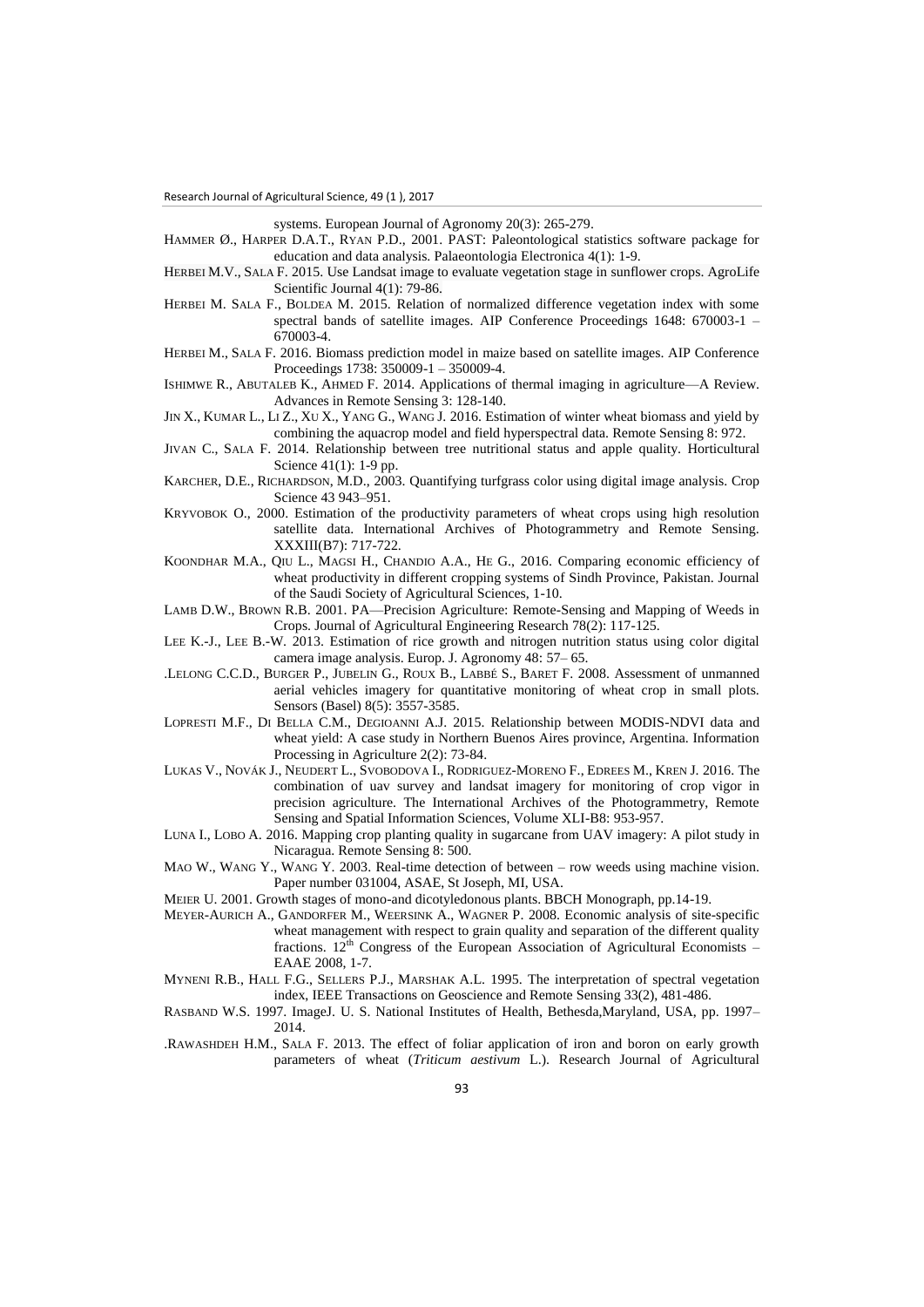systems. European Journal of Agronomy 20(3): 265-279.

HAMMER Ø., HARPER D.A.T., RYAN P.D., 2001. PAST: Paleontological statistics software package for education and data analysis. Palaeontologia Electronica 4(1): 1-9.

HERBEI M.V., SALA F. 2015. Use Landsat image to evaluate vegetation stage in sunflower crops. AgroLife Scientific Journal 4(1): 79-86.

HERBEI M. SALA F., BOLDEA M. 2015. Relation of normalized difference vegetation index with some spectral bands of satellite images. AIP Conference Proceedings 1648: 670003-1 – 670003-4.

HERBEI M., SALA F. 2016. Biomass prediction model in maize based on satellite images. AIP Conference Proceedings 1738: 350009-1 – 350009-4.

ISHIMWE R., ABUTALEB K., AHMED F. 2014. Applications of thermal imaging in agriculture—A Review. Advances in Remote Sensing 3: 128-140.

JIN X., KUMAR L., LI Z., XU X., YANG G., WANG J. 2016. Estimation of winter wheat biomass and yield by combining the aquacrop model and field hyperspectral data. Remote Sensing 8: 972.

JIVAN C., SALA F. 2014. Relationship between tree nutritional status and apple quality. Horticultural Science 41(1): 1-9 pp.

KARCHER, D.E., RICHARDSON, M.D., 2003. Quantifying turfgrass color using digital image analysis. Crop Science 43 943–951.

KRYVOBOK O., 2000. Estimation of the productivity parameters of wheat crops using high resolution satellite data. International Archives of Photogrammetry and Remote Sensing. XXXIII(B7): 717-722.

KOONDHAR M.A., QIU L., MAGSI H., CHANDIO A.A., HE G., 2016. Comparing economic efficiency of wheat productivity in different cropping systems of Sindh Province, Pakistan. Journal of the Saudi Society of Agricultural Sciences, 1-10.

LAMB D.W., BROWN R.B. 2001. PA—Precision Agriculture: Remote-Sensing and Mapping of Weeds in Crops. Journal of Agricultural Engineering Research 78(2): 117-125.

LEE K.-J., LEE B.-W. 2013. Estimation of rice growth and nitrogen nutrition status using color digital camera image analysis. Europ. J. Agronomy 48: 57– 65.

.LELONG C.C.D., BURGER P., JUBELIN G., ROUX B., LABBÉ S., BARET F. 2008. Assessment of unmanned aerial vehicles imagery for quantitative monitoring of wheat crop in small plots. Sensors (Basel) 8(5): 3557-3585.

LOPRESTI M.F., DI BELLA C.M., DEGIOANNI A.J. 2015. Relationship between MODIS-NDVI data and wheat yield: A case study in Northern Buenos Aires province, Argentina. Information Processing in Agriculture 2(2): 73-84.

LUKAS V., NOVÁK J., NEUDERT L., SVOBODOVA I., RODRIGUEZ-MORENO F., EDREES M., KREN J. 2016. The combination of uav survey and landsat imagery for monitoring of crop vigor in precision agriculture. The International Archives of the Photogrammetry, Remote Sensing and Spatial Information Sciences, Volume XLI-B8: 953-957.

LUNA I., LOBO A. 2016. Mapping crop planting quality in sugarcane from UAV imagery: A pilot study in Nicaragua. Remote Sensing 8: 500.

MAO W., WANG Y., WANG Y. 2003. Real-time detection of between – row weeds using machine vision. Paper number 031004, ASAE, St Joseph, MI, USA.

MEIER U. 2001. Growth stages of mono-and dicotyledonous plants. BBCH Monograph, pp.14-19.

MEYER-AURICH A., GANDORFER M., WEERSINK A., WAGNER P. 2008. Economic analysis of site-specific wheat management with respect to grain quality and separation of the different quality fractions. 12th Congress of the European Association of Agricultural Economists – EAAE 2008, 1-7.

MYNENI R.B., HALL F.G., SELLERS P.J., MARSHAK A.L. 1995. The interpretation of spectral vegetation index, IEEE Transactions on Geoscience and Remote Sensing 33(2), 481-486.

RASBAND W.S. 1997. ImageJ. U. S. National Institutes of Health, Bethesda,Maryland, USA, pp. 1997–2014.

.RAWASHDEH H.M., SALA F. 2013. The effect of foliar application of iron and boron on early growth parameters of wheat (*Triticum aestivum* L.). Research Journal of Agricultural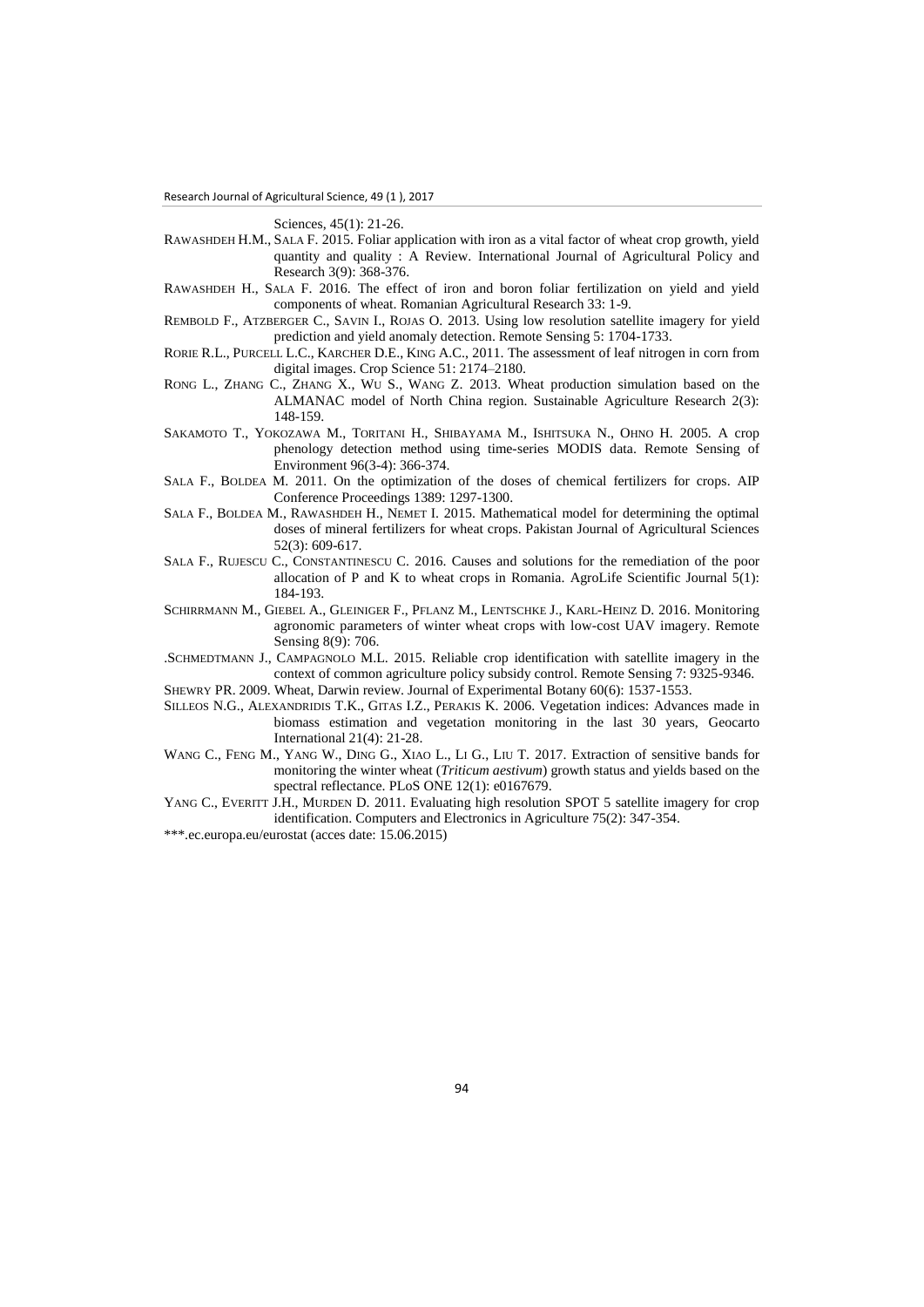Sciences, 45(1): 21-26.

RAWASHDEH H.M., SALA F. 2015. Foliar application with iron as a vital factor of wheat crop growth, yield quantity and quality : A Review. International Journal of Agricultural Policy and Research 3(9): 368-376.

RAWASHDEH H., SALA F. 2016. The effect of iron and boron foliar fertilization on yield and yield components of wheat. Romanian Agricultural Research 33: 1-9.

REMBOLD F., ATZBERGER C., SAVIN I., ROJAS O. 2013. Using low resolution satellite imagery for yield prediction and yield anomaly detection. Remote Sensing 5: 1704-1733.

RORIE R.L., PURCELL L.C., KARCHER D.E., KING A.C., 2011. The assessment of leaf nitrogen in corn from digital images. Crop Science 51: 2174–2180.

RONG L., ZHANG C., ZHANG X., WU S., WANG Z. 2013. Wheat production simulation based on the ALMANAC model of North China region. Sustainable Agriculture Research 2(3): 148-159.

SAKAMOTO T., YOKOZAWA M., TORITANI H., SHIBAYAMA M., ISHITSUKA N., OHNO H. 2005. A crop phenology detection method using time-series MODIS data. Remote Sensing of Environment 96(3-4): 366-374.

SALA F., BOLDEA M. 2011. On the optimization of the doses of chemical fertilizers for crops. AIP Conference Proceedings 1389: 1297-1300.

SALA F., BOLDEA M., RAWASHDEH H., NEMET I. 2015. Mathematical model for determining the optimal doses of mineral fertilizers for wheat crops. Pakistan Journal of Agricultural Sciences 52(3): 609-617.

SALA F., RUJESCU C., CONSTANTINESCU C. 2016. Causes and solutions for the remediation of the poor allocation of P and K to wheat crops in Romania. AgroLife Scientific Journal 5(1): 184-193.

SCHIRRMANN M., GIEBEL A., GLEINIGER F., PFLANZ M., LENTSCHKE J., KARL-HEINZ D. 2016. Monitoring agronomic parameters of winter wheat crops with low-cost UAV imagery. Remote Sensing 8(9): 706.

.SCHMEDTMANN J., CAMPAGNOLO M.L. 2015. Reliable crop identification with satellite imagery in the context of common agriculture policy subsidy control. Remote Sensing 7: 9325-9346.

SHEWRY PR. 2009. Wheat, Darwin review. Journal of Experimental Botany 60(6): 1537-1553.

SILLEOS N.G., ALEXANDRIDIS T.K., GITAS I.Z., PERAKIS K. 2006. Vegetation indices: Advances made in biomass estimation and vegetation monitoring in the last 30 years, Geocarto International 21(4): 21-28.

WANG C., FENG M., YANG W., DING G., XIAO L., LI G., LIU T. 2017. Extraction of sensitive bands for monitoring the winter wheat (*Triticum aestivum*) growth status and yields based on the spectral reflectance. PLoS ONE 12(1): e0167679.

YANG C., EVERITT J.H., MURDEN D. 2011. Evaluating high resolution SPOT 5 satellite imagery for crop identification. Computers and Electronics in Agriculture 75(2): 347-354.

***.ec.europa.eu/eurostat (acces date: 15.06.2015)